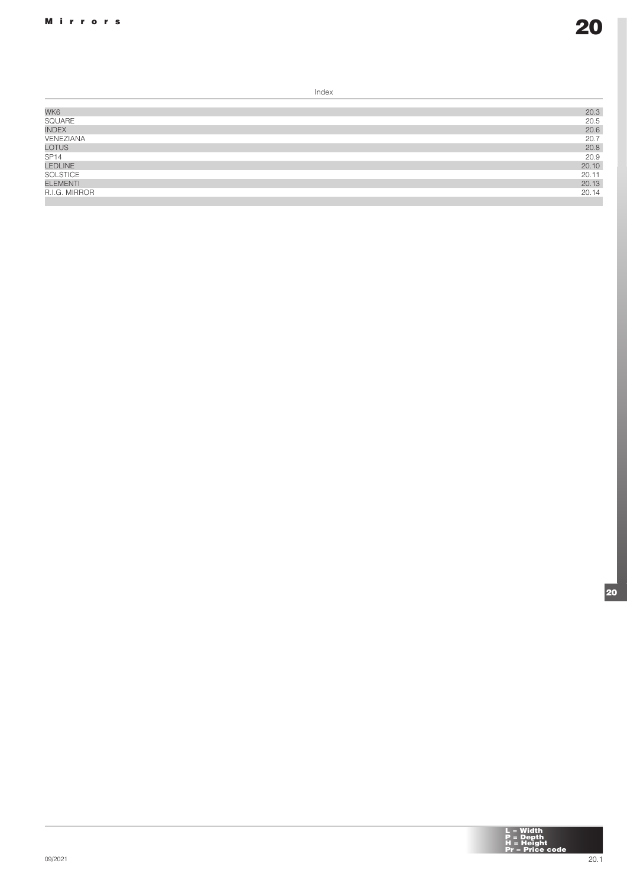# Mirrors

## Index

| | |
|---|---|
| WK6 | 20.3 |
| SQUARE | 20.5 |
| INDEX | 20.6 |
| VENEZIANA | 20.7 |
| LOTUS | 20.8 |
| SP14 | 20.9 |
| LEDLINE | 20.10 |
| SOLSTICE | 20.11 |
| ELEMENTI | 20.13 |
| R.I.G. MIRROR | 20.14 |

**L = Width**
**P = Depth**
**H = Height**
**Pr = Price code**

09/2021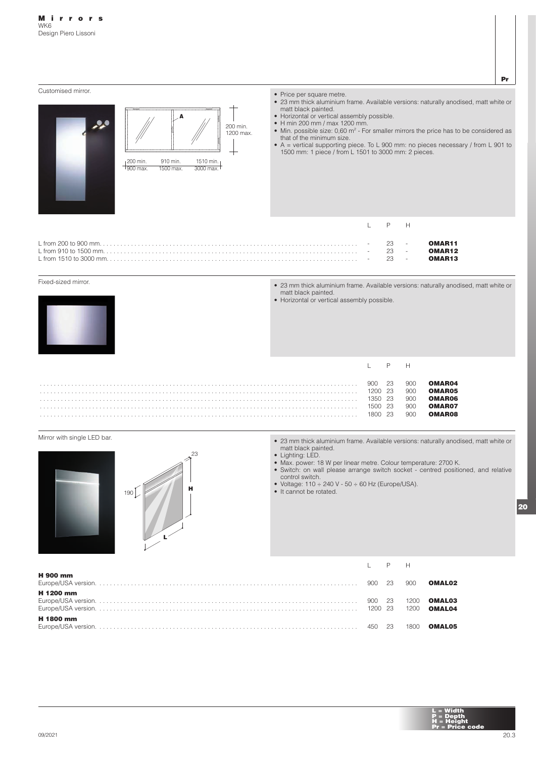# Mirrors

WK6
Design Piero Lissoni

## Customised mirror.

- Price per square metre.
- 23 mm thick aluminium frame. Available versions: naturally anodised, matt white or matt black painted.
- Horizontal or vertical assembly possible.
- H min 200 mm / max 1200 mm.
- Min. possible size: 0,60 m² - For smaller mirrors the price has to be considered as that of the minimum size.
- A = vertical supporting piece. To L 900 mm: no pieces necessary / from L 901 to 1500 mm: 1 piece / from L 1501 to 3000 mm: 2 pieces.

| | L | P | H | Pr |
|---|---|---|---|---|
| L from 200 to 900 mm. | - | 23 | - | **OMAR11** |
| L from 910 to 1500 mm. | - | 23 | - | **OMAR12** |
| L from 1510 to 3000 mm. | - | 23 | - | **OMAR13** |

## Fixed-sized mirror.

- 23 mm thick aluminium frame. Available versions: naturally anodised, matt white or matt black painted.
- Horizontal or vertical assembly possible.

| | L | P | H | Pr |
|---|---|---|---|---|
| | 900 | 23 | 900 | **OMAR04** |
| | 1200 | 23 | 900 | **OMAR05** |
| | 1350 | 23 | 900 | **OMAR06** |
| | 1500 | 23 | 900 | **OMAR07** |
| | 1800 | 23 | 900 | **OMAR08** |

## Mirror with single LED bar.

- 23 mm thick aluminium frame. Available versions: naturally anodised, matt white or matt black painted.
- Lighting: LED.
- Max. power: 18 W per linear metre. Colour temperature: 2700 K.
- Switch: on wall please arrange switch socket - centred positioned, and relative control switch.
- Voltage: 110 ÷ 240 V - 50 ÷ 60 Hz (Europe/USA).
- It cannot be rotated.

| | L | P | H | Pr |
|---|---|---|---|---|
| **H 900 mm** | | | | |
| Europe/USA version. | 900 | 23 | 900 | **OMAL02** |
| **H 1200 mm** | | | | |
| Europe/USA version. | 900 | 23 | 1200 | **OMAL03** |
| Europe/USA version. | 1200 | 23 | 1200 | **OMAL04** |
| **H 1800 mm** | | | | |
| Europe/USA version. | 450 | 23 | 1800 | **OMAL05** |

L = Width
P = Depth
H = Height
Pr = Price code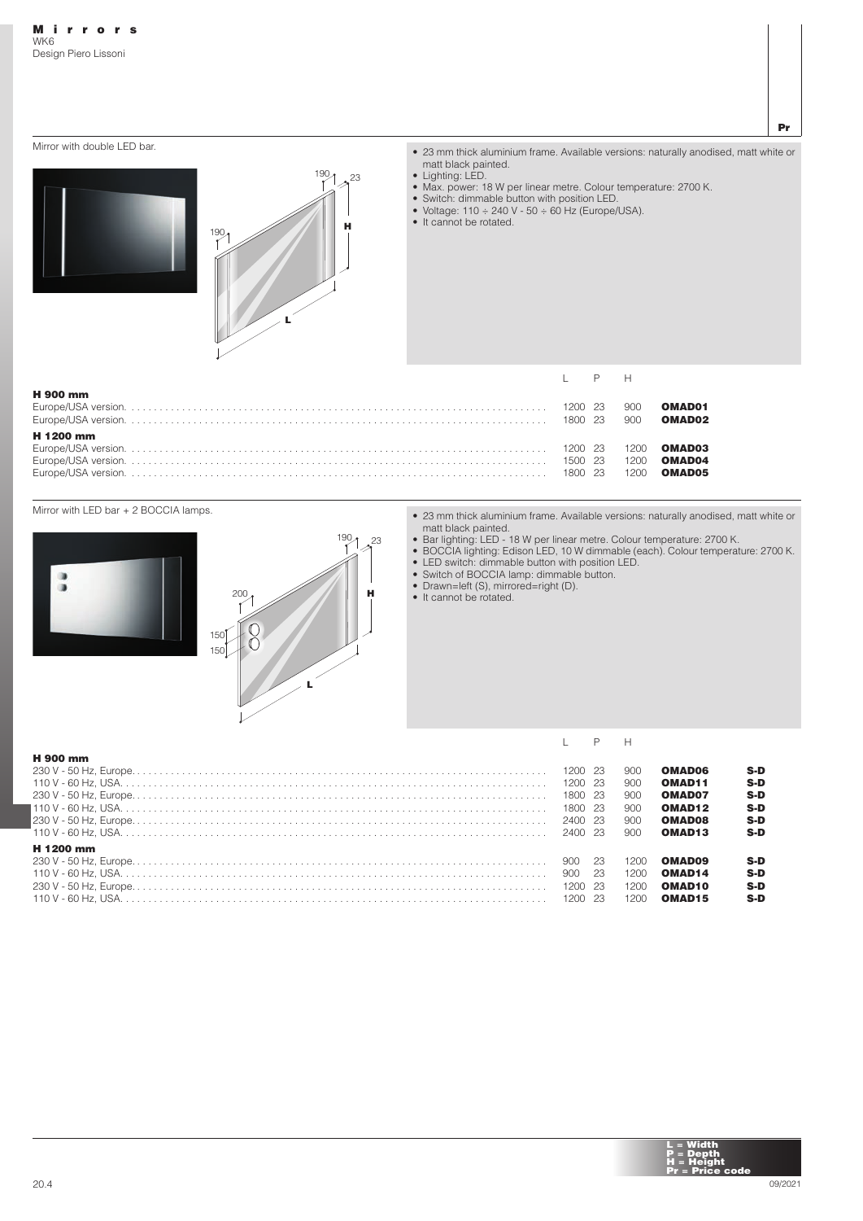**Mirrors**
WK6
Design Piero Lissoni

Mirror with double LED bar.

- 23 mm thick aluminium frame. Available versions: naturally anodised, matt white or matt black painted.
- Lighting: LED.
- Max. power: 18 W per linear metre. Colour temperature: 2700 K.
- Switch: dimmable button with position LED.
- Voltage: 110 ÷ 240 V - 50 ÷ 60 Hz (Europe/USA).
- It cannot be rotated.

| | L | P | H | | Pr |
|---|---|---|---|---|---|
| **H 900 mm** | | | | | |
| Europe/USA version. | 1200 | 23 | 900 | **OMAD01** | |
| Europe/USA version. | 1800 | 23 | 900 | **OMAD02** | |
| **H 1200 mm** | | | | | |
| Europe/USA version. | 1200 | 23 | 1200 | **OMAD03** | |
| Europe/USA version. | 1500 | 23 | 1200 | **OMAD04** | |
| Europe/USA version. | 1800 | 23 | 1200 | **OMAD05** | |

Mirror with LED bar + 2 BOCCIA lamps.

- 23 mm thick aluminium frame. Available versions: naturally anodised, matt white or matt black painted.
- Bar lighting: LED - 18 W per linear metre. Colour temperature: 2700 K.
- BOCCIA lighting: Edison LED, 10 W dimmable (each). Colour temperature: 2700 K.
- LED switch: dimmable button with position LED.
- Switch of BOCCIA lamp: dimmable button.
- Drawn=left (S), mirrored=right (D).
- It cannot be rotated.

| | L | P | H | | Pr |
|---|---|---|---|---|---|
| **H 900 mm** | | | | | |
| 230 V - 50 Hz, Europe. | 1200 | 23 | 900 | **OMAD06** | **S-D** |
| 110 V - 60 Hz, USA. | 1200 | 23 | 900 | **OMAD11** | **S-D** |
| 230 V - 50 Hz, Europe. | 1800 | 23 | 900 | **OMAD07** | **S-D** |
| 110 V - 60 Hz, USA. | 1800 | 23 | 900 | **OMAD12** | **S-D** |
| 230 V - 50 Hz, Europe. | 2400 | 23 | 900 | **OMAD08** | **S-D** |
| 110 V - 60 Hz, USA. | 2400 | 23 | 900 | **OMAD13** | **S-D** |
| **H 1200 mm** | | | | | |
| 230 V - 50 Hz, Europe. | 900 | 23 | 1200 | **OMAD09** | **S-D** |
| 110 V - 60 Hz, USA. | 900 | 23 | 1200 | **OMAD14** | **S-D** |
| 230 V - 50 Hz, Europe. | 1200 | 23 | 1200 | **OMAD10** | **S-D** |
| 110 V - 60 Hz, USA. | 1200 | 23 | 1200 | **OMAD15** | **S-D** |

**L = Width**
**P = Depth**
**H = Height**
**Pr = Price code**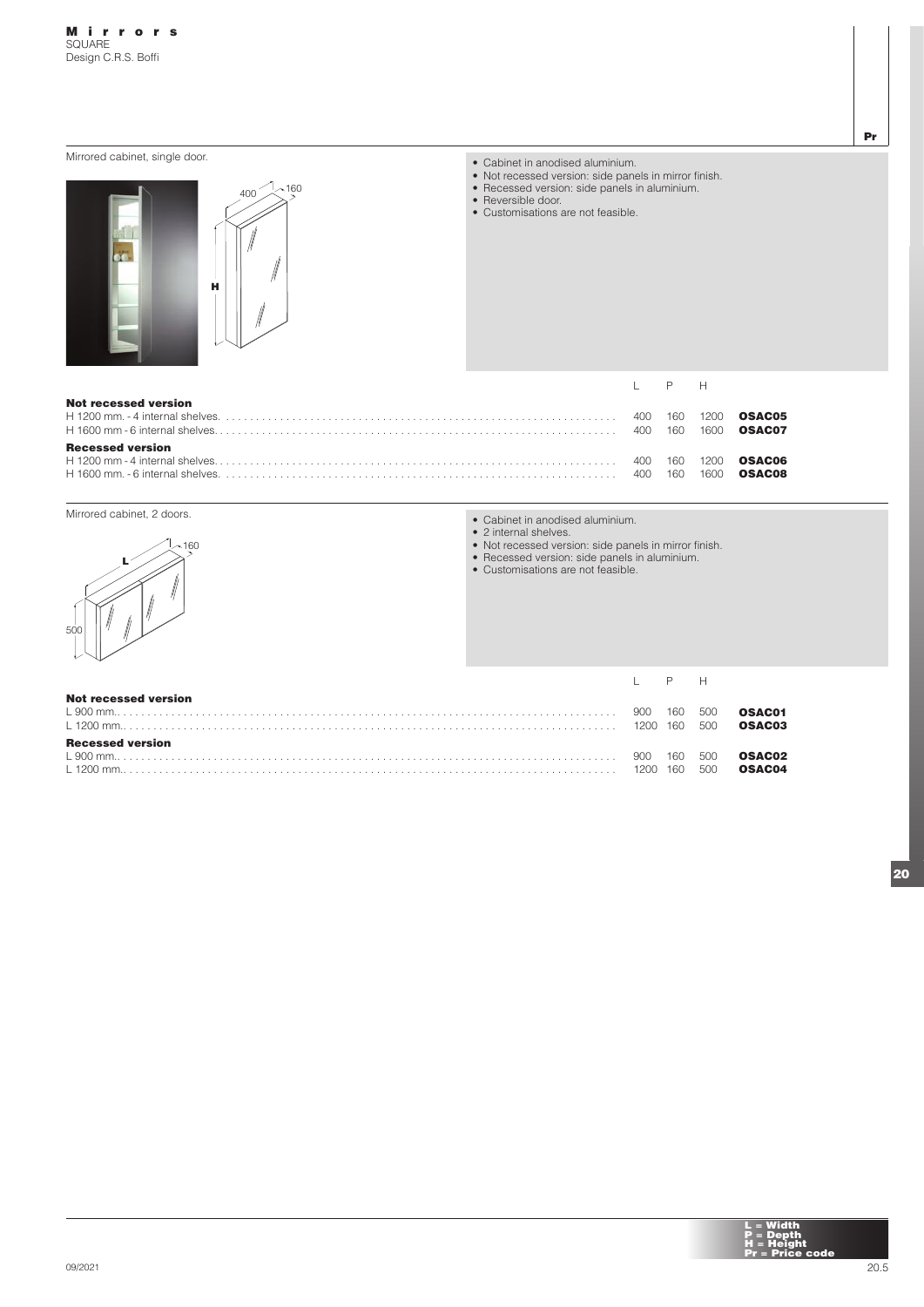# Mirrors
SQUARE
Design C.R.S. Boffi

## Mirrored cabinet, single door.

- Cabinet in anodised aluminium.
- Not recessed version: side panels in mirror finish.
- Recessed version: side panels in aluminium.
- Reversible door.
- Customisations are not feasible.

| | L | P | H | Pr |
|---|---|---|---|---|
| **Not recessed version** | | | | |
| H 1200 mm. - 4 internal shelves. | 400 | 160 | 1200 | **OSAC05** |
| H 1600 mm - 6 internal shelves. | 400 | 160 | 1600 | **OSAC07** |
| **Recessed version** | | | | |
| H 1200 mm - 4 internal shelves. | 400 | 160 | 1200 | **OSAC06** |
| H 1600 mm. - 6 internal shelves. | 400 | 160 | 1600 | **OSAC08** |

## Mirrored cabinet, 2 doors.

- Cabinet in anodised aluminium.
- 2 internal shelves.
- Not recessed version: side panels in mirror finish.
- Recessed version: side panels in aluminium.
- Customisations are not feasible.

| | L | P | H | Pr |
|---|---|---|---|---|
| **Not recessed version** | | | | |
| L 900 mm. | 900 | 160 | 500 | **OSAC01** |
| L 1200 mm. | 1200 | 160 | 500 | **OSAC03** |
| **Recessed version** | | | | |
| L 900 mm. | 900 | 160 | 500 | **OSAC02** |
| L 1200 mm. | 1200 | 160 | 500 | **OSAC04** |

**L = Width**
**P = Depth**
**H = Height**
**Pr = Price code**

09/2021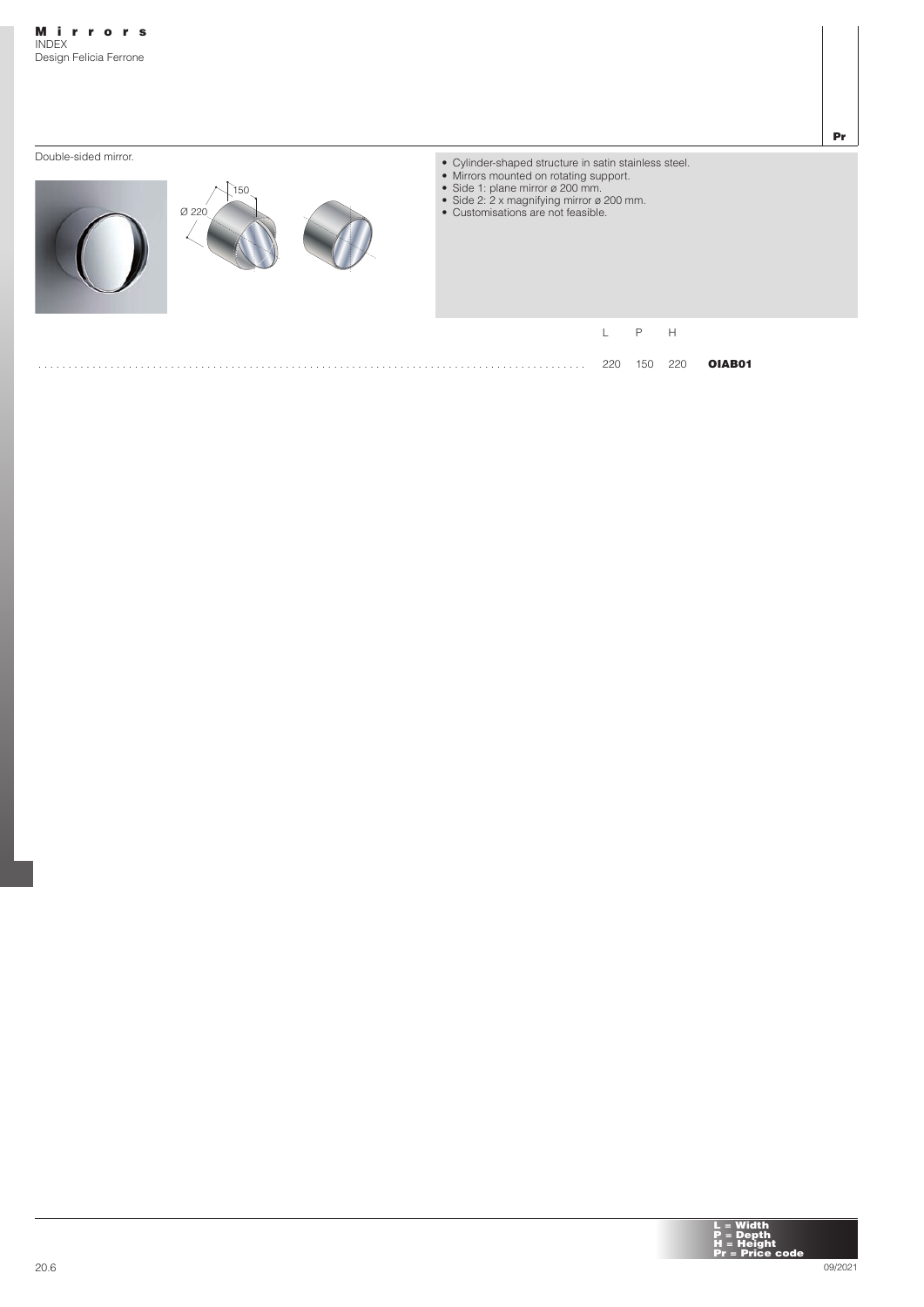# Mirrors

INDEX

Design Felicia Ferrone

Double-sided mirror.

Ø 220

150

- Cylinder-shaped structure in satin stainless steel.
- Mirrors mounted on rotating support.
- Side 1: plane mirror ø 200 mm.
- Side 2: 2 x magnifying mirror ø 200 mm.
- Customisations are not feasible.

| L | P | H | | Pr |
|---|---|---|---|---|
| 220 | 150 | 220 | **OIAB01** | |

**L = Width**
**P = Depth**
**H = Height**
**Pr = Price code**

09/2021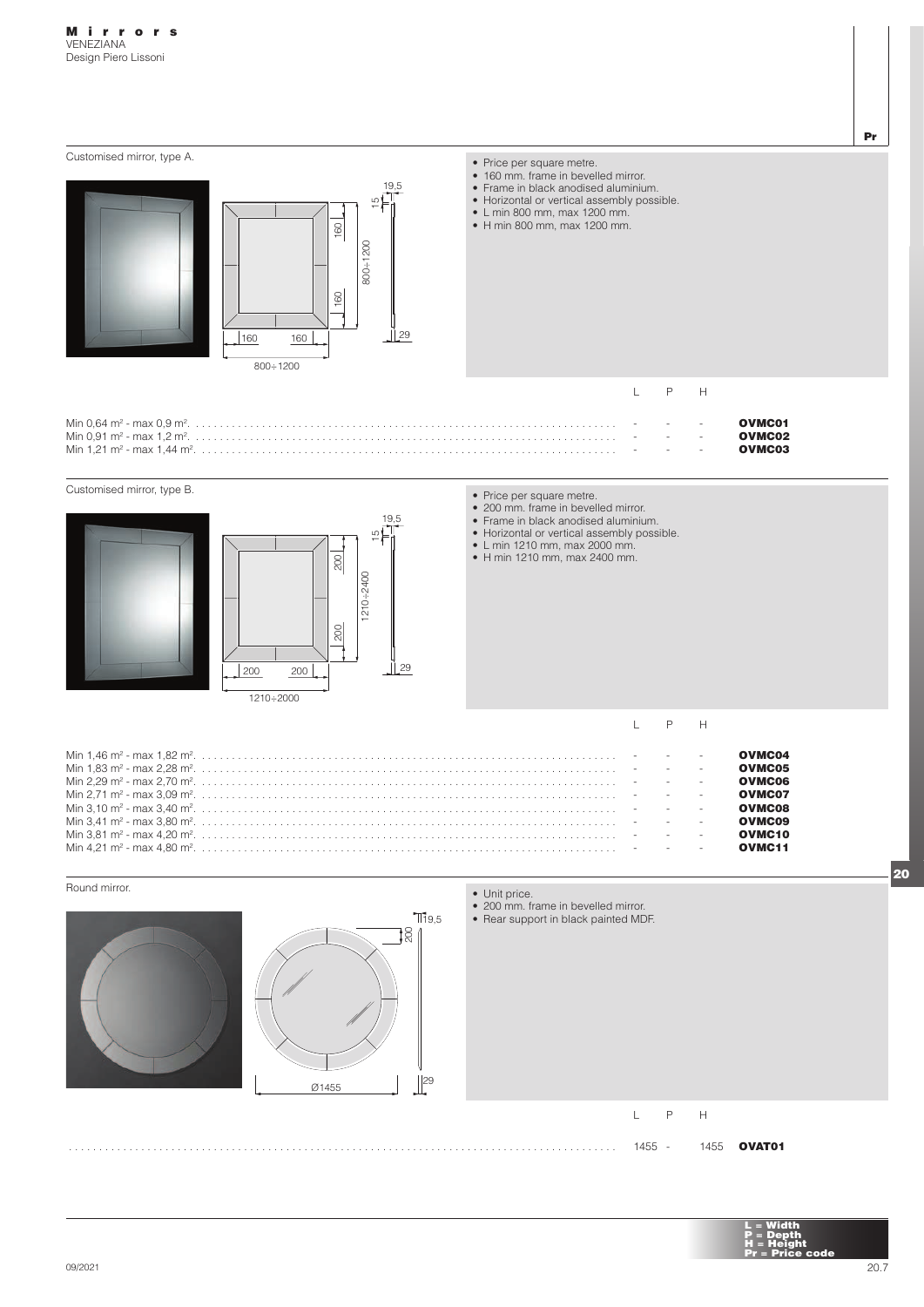# Mirrors
VENEZIANA
Design Piero Lissoni

## Customised mirror, type A.

- Price per square metre.
- 160 mm. frame in bevelled mirror.
- Frame in black anodised aluminium.
- Horizontal or vertical assembly possible.
- L min 800 mm, max 1200 mm.
- H min 800 mm, max 1200 mm.

| | L | P | H | Pr |
|---|---|---|---|---|
| Min 0,64 m² - max 0,9 m². | - | - | - | **OVMC01** |
| Min 0,91 m² - max 1,2 m². | - | - | - | **OVMC02** |
| Min 1,21 m² - max 1,44 m². | - | - | - | **OVMC03** |

## Customised mirror, type B.

- Price per square metre.
- 200 mm. frame in bevelled mirror.
- Frame in black anodised aluminium.
- Horizontal or vertical assembly possible.
- L min 1210 mm, max 2000 mm.
- H min 1210 mm, max 2400 mm.

| | L | P | H | Pr |
|---|---|---|---|---|
| Min 1,46 m² - max 1,82 m². | - | - | - | **OVMC04** |
| Min 1,83 m² - max 2,28 m². | - | - | - | **OVMC05** |
| Min 2,29 m² - max 2,70 m². | - | - | - | **OVMC06** |
| Min 2,71 m² - max 3,09 m². | - | - | - | **OVMC07** |
| Min 3,10 m² - max 3,40 m². | - | - | - | **OVMC08** |
| Min 3,41 m² - max 3,80 m². | - | - | - | **OVMC09** |
| Min 3,81 m² - max 4,20 m². | - | - | - | **OVMC10** |
| Min 4,21 m² - max 4,80 m². | - | - | - | **OVMC11** |

## Round mirror.

- Unit price.
- 200 mm. frame in bevelled mirror.
- Rear support in black painted MDF.

| | L | P | H | Pr |
|---|---|---|---|---|
| | 1455 | - | 1455 | **OVAT01** |

L = Width
P = Depth
H = Height
Pr = Price code

09/2021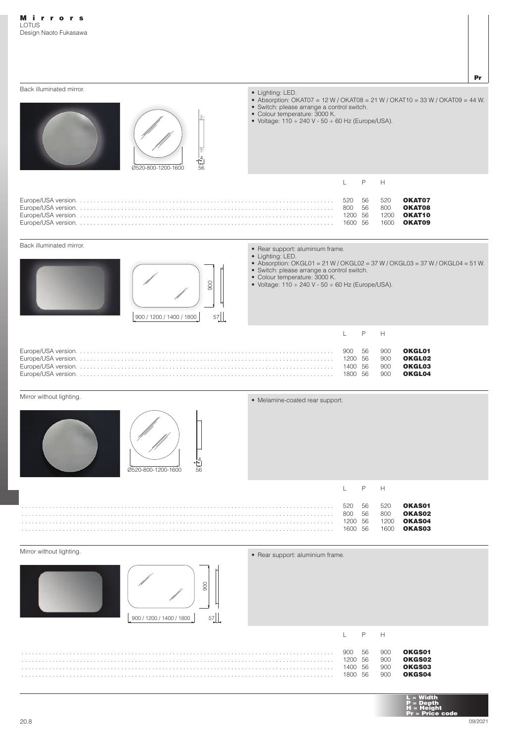# Mirrors

LOTUS
Design Naoto Fukasawa

## Back illuminated mirror.

Ø520-800-1200-1600 — 4 — 56

- Lighting: LED.
- Absorption: OKAT07 = 12 W / OKAT08 = 21 W / OKAT10 = 33 W / OKAT09 = 44 W.
- Switch: please arrange a control switch.
- Colour temperature: 3000 K.
- Voltage: 110 ÷ 240 V - 50 ÷ 60 Hz (Europe/USA).

| | L | P | H | Pr |
|---|---|---|---|---|
| Europe/USA version. | 520 | 56 | 520 | **OKAT07** |
| Europe/USA version. | 800 | 56 | 800 | **OKAT08** |
| Europe/USA version. | 1200 | 56 | 1200 | **OKAT10** |
| Europe/USA version. | 1600 | 56 | 1600 | **OKAT09** |

## Back illuminated mirror.

900 / 1200 / 1400 / 1800 — 900 — 57

- Rear support: aluminium frame.
- Lighting: LED.
- Absorption: OKGL01 = 21 W / OKGL02 = 37 W / OKGL03 = 37 W / OKGL04 = 51 W.
- Switch: please arrange a control switch.
- Colour temperature: 3000 K.
- Voltage: 110 ÷ 240 V - 50 ÷ 60 Hz (Europe/USA).

| | L | P | H | Pr |
|---|---|---|---|---|
| Europe/USA version. | 900 | 56 | 900 | **OKGL01** |
| Europe/USA version. | 1200 | 56 | 900 | **OKGL02** |
| Europe/USA version. | 1400 | 56 | 900 | **OKGL03** |
| Europe/USA version. | 1800 | 56 | 900 | **OKGL04** |

## Mirror without lighting.

Ø520-800-1200-1600 — 4 — 56

- Melamine-coated rear support.

| L | P | H | Pr |
|---|---|---|---|
| 520 | 56 | 520 | **OKAS01** |
| 800 | 56 | 800 | **OKAS02** |
| 1200 | 56 | 1200 | **OKAS04** |
| 1600 | 56 | 1600 | **OKAS03** |

## Mirror without lighting.

900 / 1200 / 1400 / 1800 — 900 — 57

- Rear support: aluminium frame.

| L | P | H | Pr |
|---|---|---|---|
| 900 | 56 | 900 | **OKGS01** |
| 1200 | 56 | 900 | **OKGS02** |
| 1400 | 56 | 900 | **OKGS03** |
| 1800 | 56 | 900 | **OKGS04** |

**L = Width**
**P = Depth**
**H = Height**
**Pr = Price code**

09/2021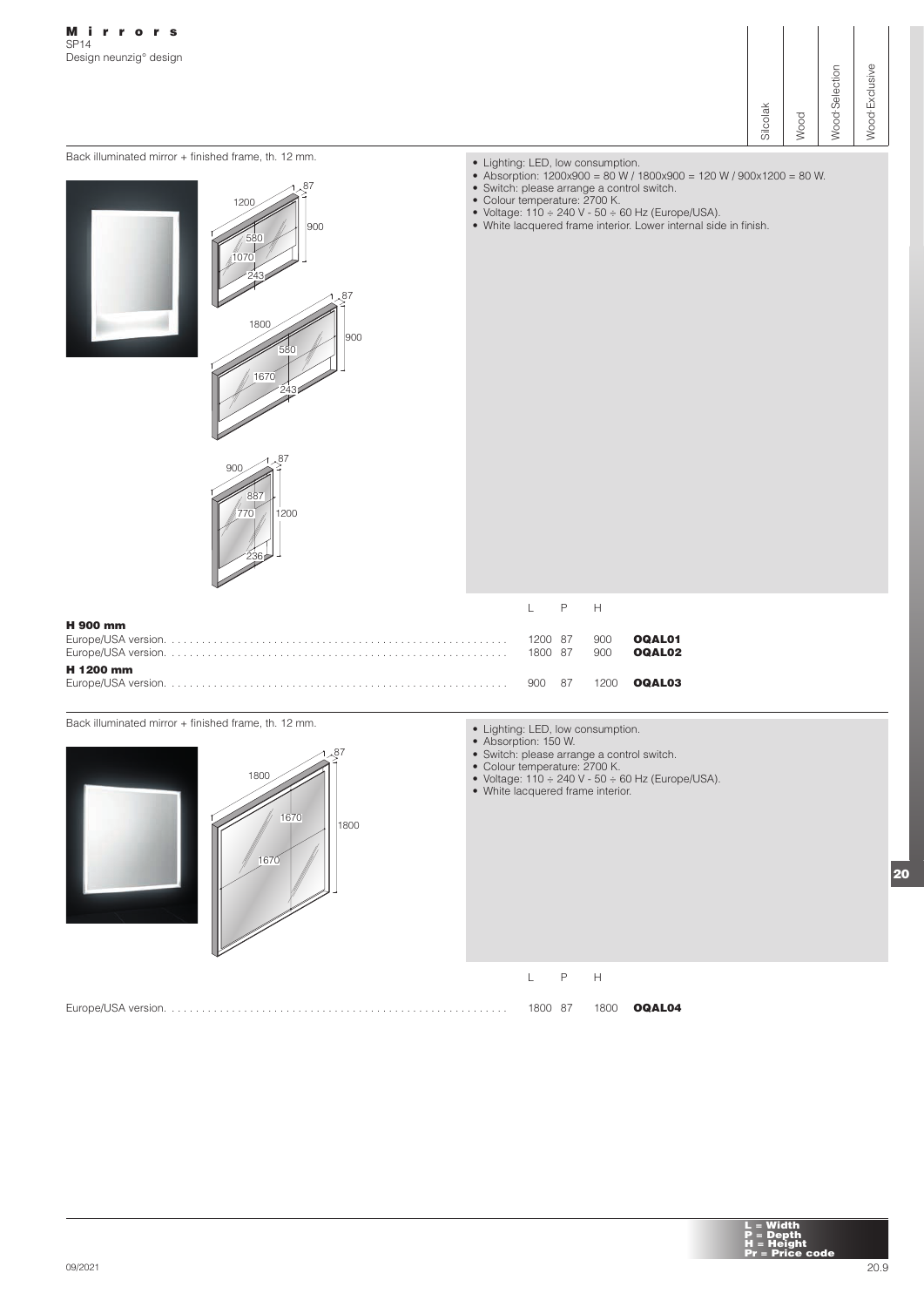# Mirrors

SP14
Design neunzig° design

| Silcolak | Wood | Wood-Selection | Wood-Exclusive |
|---|---|---|---|

Back illuminated mirror + finished frame, th. 12 mm.

- Lighting: LED, low consumption.
- Absorption: 1200x900 = 80 W / 1800x900 = 120 W / 900x1200 = 80 W.
- Switch: please arrange a control switch.
- Colour temperature: 2700 K.
- Voltage: 110 ÷ 240 V - 50 ÷ 60 Hz (Europe/USA).
- White lacquered frame interior. Lower internal side in finish.

| | L | P | H | |
|---|---|---|---|---|
| **H 900 mm** | | | | |
| Europe/USA version. | 1200 | 87 | 900 | **OQAL01** |
| Europe/USA version. | 1800 | 87 | 900 | **OQAL02** |
| **H 1200 mm** | | | | |
| Europe/USA version. | 900 | 87 | 1200 | **OQAL03** |

Back illuminated mirror + finished frame, th. 12 mm.

- Lighting: LED, low consumption.
- Absorption: 150 W.
- Switch: please arrange a control switch.
- Colour temperature: 2700 K.
- Voltage: 110 ÷ 240 V - 50 ÷ 60 Hz (Europe/USA).
- White lacquered frame interior.

| | L | P | H | |
|---|---|---|---|---|
| Europe/USA version. | 1800 | 87 | 1800 | **OQAL04** |

**L = Width**
**P = Depth**
**H = Height**
**Pr = Price code**

09/2021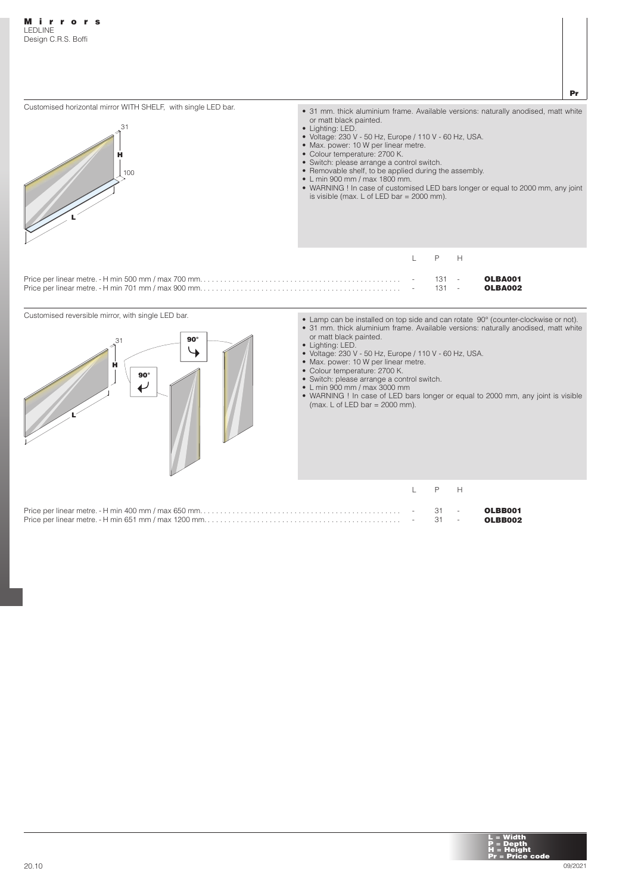# Mirrors

LEDLINE
Design C.R.S. Boffi

## Customised horizontal mirror WITH SHELF, with single LED bar.

- 31 mm. thick aluminium frame. Available versions: naturally anodised, matt white or matt black painted.
- Lighting: LED.
- Voltage: 230 V - 50 Hz, Europe / 110 V - 60 Hz, USA.
- Max. power: 10 W per linear metre.
- Colour temperature: 2700 K.
- Switch: please arrange a control switch.
- Removable shelf, to be applied during the assembly.
- L min 900 mm / max 1800 mm.
- WARNING ! In case of customised LED bars longer or equal to 2000 mm, any joint is visible (max. L of LED bar = 2000 mm).

| | L | P | H | Pr |
|---|---|---|---|---|
| Price per linear metre. - H min 500 mm / max 700 mm. | - | 131 | - | **OLBA001** |
| Price per linear metre. - H min 701 mm / max 900 mm. | - | 131 | - | **OLBA002** |

## Customised reversible mirror, with single LED bar.

- Lamp can be installed on top side and can rotate 90° (counter-clockwise or not).
- 31 mm. thick aluminium frame. Available versions: naturally anodised, matt white or matt black painted.
- Lighting: LED.
- Voltage: 230 V - 50 Hz, Europe / 110 V - 60 Hz, USA.
- Max. power: 10 W per linear metre.
- Colour temperature: 2700 K.
- Switch: please arrange a control switch.
- L min 900 mm / max 3000 mm
- WARNING ! In case of LED bars longer or equal to 2000 mm, any joint is visible (max. L of LED bar = 2000 mm).

| | L | P | H | Pr |
|---|---|---|---|---|
| Price per linear metre. - H min 400 mm / max 650 mm. | - | 31 | - | **OLBB001** |
| Price per linear metre. - H min 651 mm / max 1200 mm. | - | 31 | - | **OLBB002** |

**L = Width**
**P = Depth**
**H = Height**
**Pr = Price code**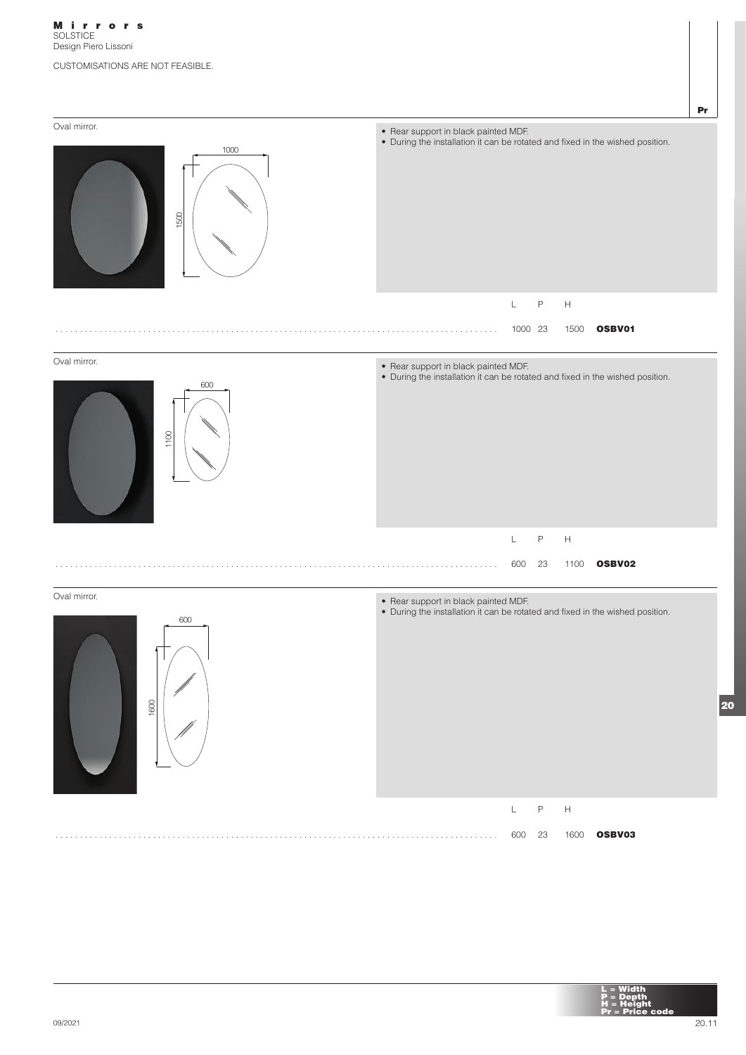# Mirrors
SOLSTICE
Design Piero Lissoni

CUSTOMISATIONS ARE NOT FEASIBLE.

Oval mirror.

- Rear support in black painted MDF.
- During the installation it can be rotated and fixed in the wished position.

| L | P | H | Pr |
|---|---|---|---|
| 1000 | 23 | 1500 | **OSBV01** |

Oval mirror.

- Rear support in black painted MDF.
- During the installation it can be rotated and fixed in the wished position.

| L | P | H | Pr |
|---|---|---|---|
| 600 | 23 | 1100 | **OSBV02** |

Oval mirror.

- Rear support in black painted MDF.
- During the installation it can be rotated and fixed in the wished position.

| L | P | H | Pr |
|---|---|---|---|
| 600 | 23 | 1600 | **OSBV03** |

**L = Width**
**P = Depth**
**H = Height**
**Pr = Price code**

09/2021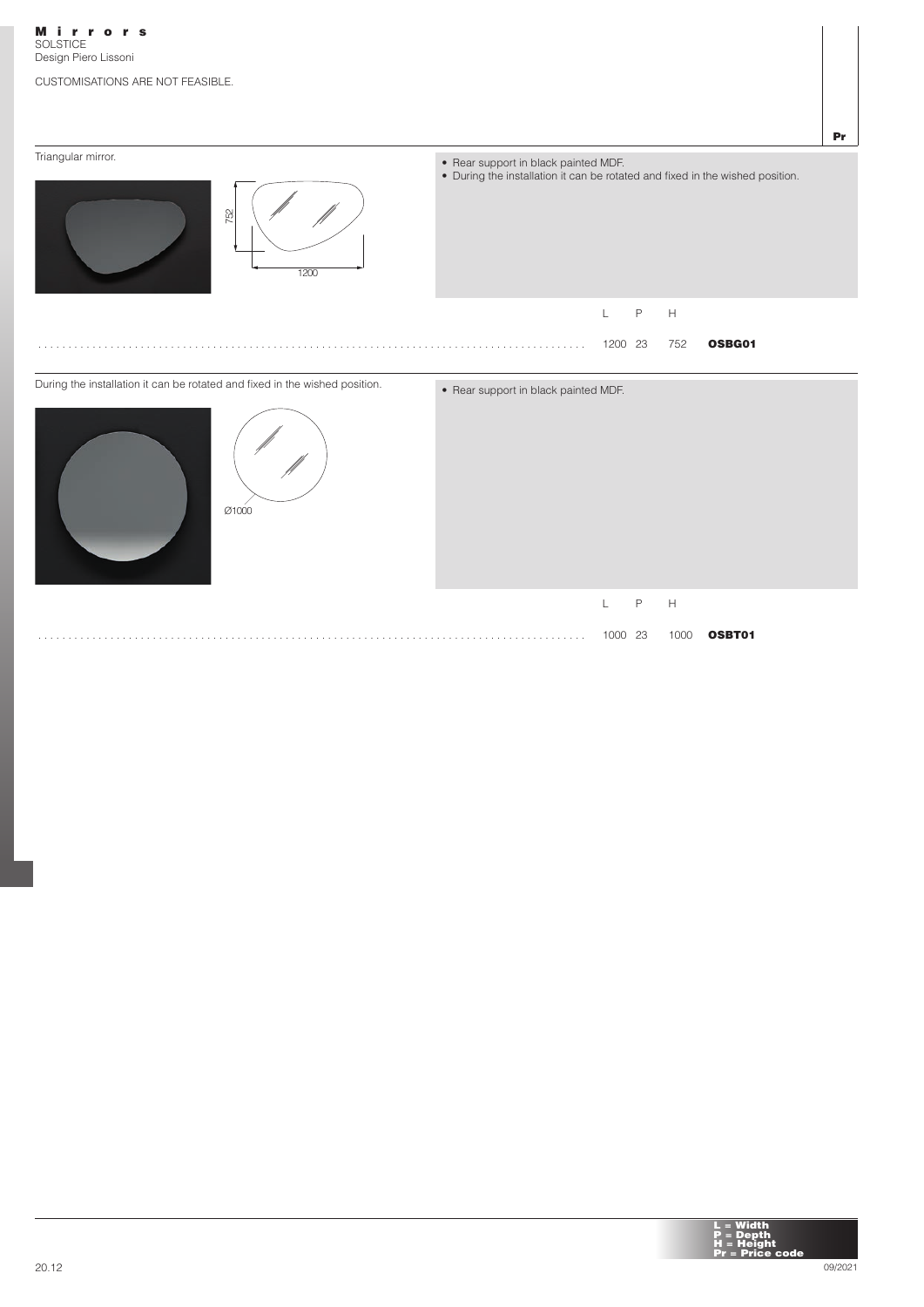# Mirrors

SOLSTICE
Design Piero Lissoni

CUSTOMISATIONS ARE NOT FEASIBLE.

Triangular mirror.

752

1200

- Rear support in black painted MDF.
- During the installation it can be rotated and fixed in the wished position.

| L | P | H | Pr |
|---|---|---|---|
| 1200 | 23 | 752 | **OSBG01** |

During the installation it can be rotated and fixed in the wished position.

Ø1000

- Rear support in black painted MDF.

| L | P | H | Pr |
|---|---|---|---|
| 1000 | 23 | 1000 | **OSBT01** |

**L = Width**
**P = Depth**
**H = Height**
**Pr = Price code**

09/2021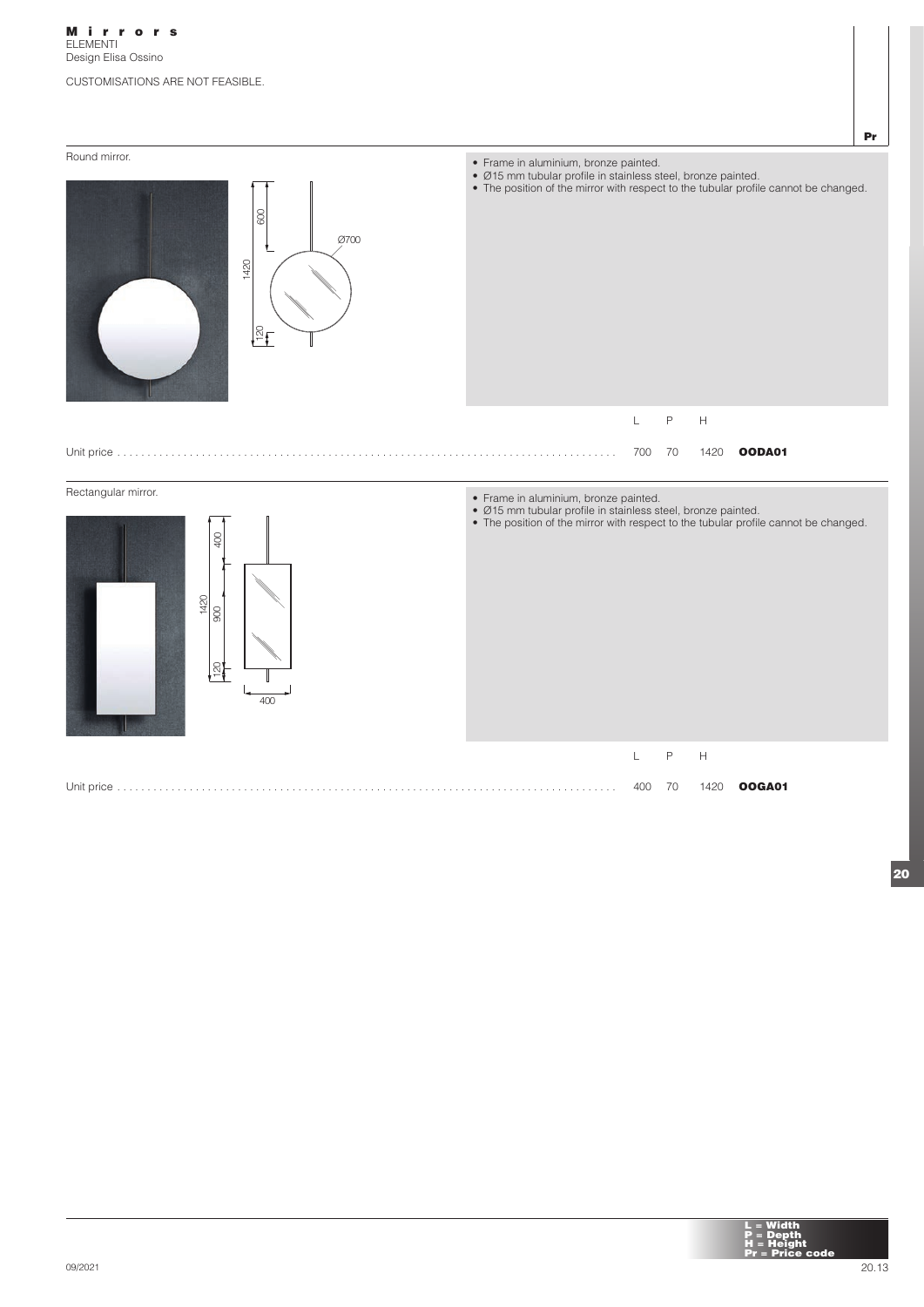# Mirrors

ELEMENTI
Design Elisa Ossino

CUSTOMISATIONS ARE NOT FEASIBLE.

## Round mirror.

- Frame in aluminium, bronze painted.
- Ø15 mm tubular profile in stainless steel, bronze painted.
- The position of the mirror with respect to the tubular profile cannot be changed.

| | L | P | H | Pr |
|---|---|---|---|---|
| Unit price | 700 | 70 | 1420 | **OODA01** |

## Rectangular mirror.

- Frame in aluminium, bronze painted.
- Ø15 mm tubular profile in stainless steel, bronze painted.
- The position of the mirror with respect to the tubular profile cannot be changed.

| | L | P | H | Pr |
|---|---|---|---|---|
| Unit price | 400 | 70 | 1420 | **OOGA01** |

**L = Width**
**P = Depth**
**H = Height**
**Pr = Price code**

09/2021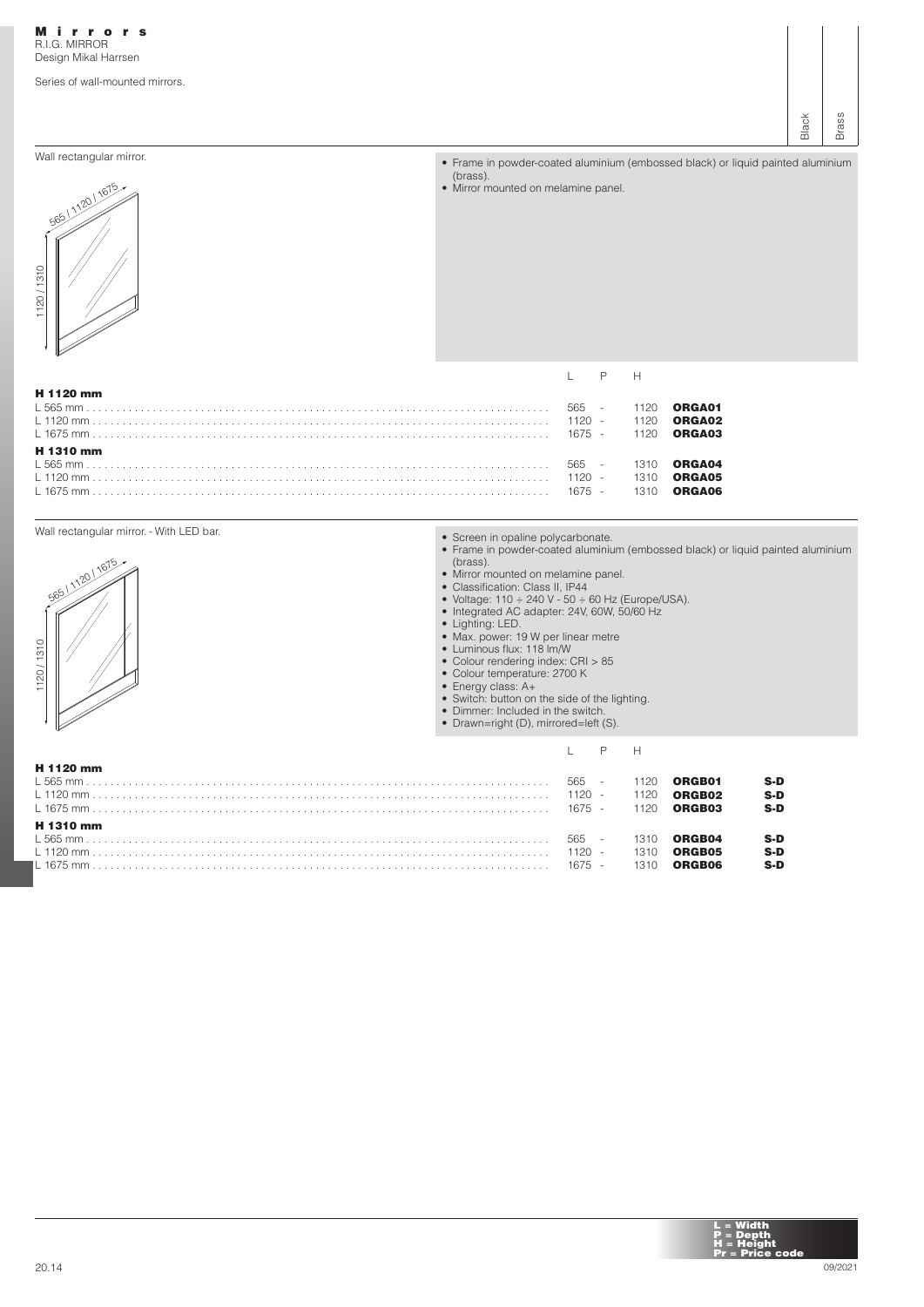# Mirrors

R.I.G. MIRROR
Design Mikal Harrsen

Series of wall-mounted mirrors.

## Wall rectangular mirror.

- Frame in powder-coated aluminium (embossed black) or liquid painted aluminium (brass).
- Mirror mounted on melamine panel.

| | L | P | H | | Black | Brass |
|---|---|---|---|---|---|---|
| **H 1120 mm** | | | | | | |
| L 565 mm | 565 | - | 1120 | **ORGA01** | | |
| L 1120 mm | 1120 | - | 1120 | **ORGA02** | | |
| L 1675 mm | 1675 | - | 1120 | **ORGA03** | | |
| **H 1310 mm** | | | | | | |
| L 565 mm | 565 | - | 1310 | **ORGA04** | | |
| L 1120 mm | 1120 | - | 1310 | **ORGA05** | | |
| L 1675 mm | 1675 | - | 1310 | **ORGA06** | | |

## Wall rectangular mirror. - With LED bar.

- Screen in opaline polycarbonate.
- Frame in powder-coated aluminium (embossed black) or liquid painted aluminium (brass).
- Mirror mounted on melamine panel.
- Classification: Class II, IP44
- Voltage: 110 ÷ 240 V - 50 ÷ 60 Hz (Europe/USA).
- Integrated AC adapter: 24V, 60W, 50/60 Hz
- Lighting: LED.
- Max. power: 19 W per linear metre
- Luminous flux: 118 lm/W
- Colour rendering index: CRI > 85
- Colour temperature: 2700 K
- Energy class: A+
- Switch: button on the side of the lighting.
- Dimmer: Included in the switch.
- Drawn=right (D), mirrored=left (S).

| | L | P | H | | | Black | Brass |
|---|---|---|---|---|---|---|---|
| **H 1120 mm** | | | | | | | |
| L 565 mm | 565 | - | 1120 | **ORGB01** | **S-D** | | |
| L 1120 mm | 1120 | - | 1120 | **ORGB02** | **S-D** | | |
| L 1675 mm | 1675 | - | 1120 | **ORGB03** | **S-D** | | |
| **H 1310 mm** | | | | | | | |
| L 565 mm | 565 | - | 1310 | **ORGB04** | **S-D** | | |
| L 1120 mm | 1120 | - | 1310 | **ORGB05** | **S-D** | | |
| L 1675 mm | 1675 | - | 1310 | **ORGB06** | **S-D** | | |

**L = Width**
**P = Depth**
**H = Height**
**Pr = Price code**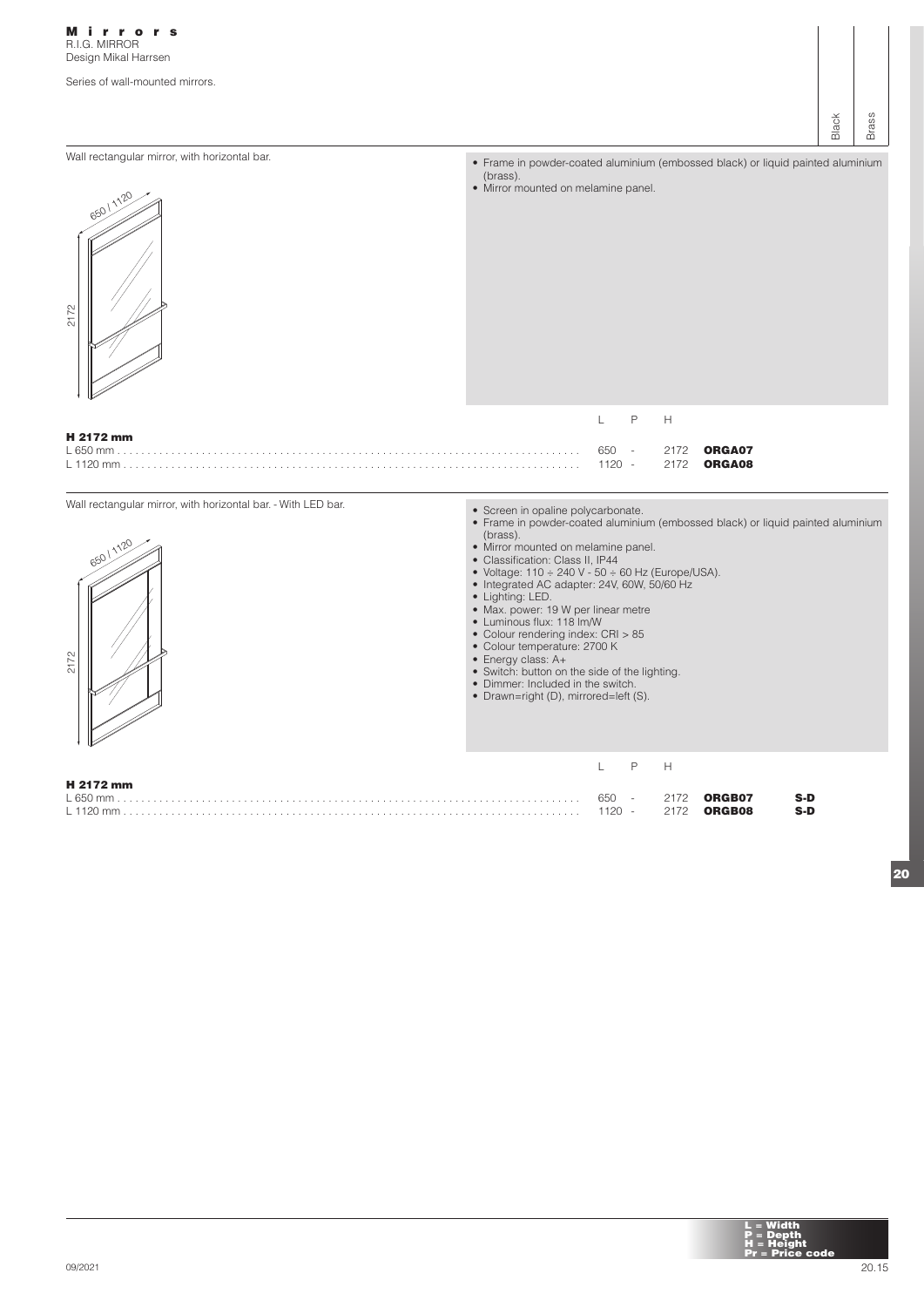# Mirrors

R.I.G. MIRROR
Design Mikal Harrsen

Series of wall-mounted mirrors.

## Wall rectangular mirror, with horizontal bar.

- Frame in powder-coated aluminium (embossed black) or liquid painted aluminium (brass).
- Mirror mounted on melamine panel.

| H 2172 mm | L | P | H | Code | Black | Brass |
|---|---|---|---|---|---|---|
| L 650 mm | 650 | - | 2172 | **ORGA07** | | |
| L 1120 mm | 1120 | - | 2172 | **ORGA08** | | |

## Wall rectangular mirror, with horizontal bar. - With LED bar.

- Screen in opaline polycarbonate.
- Frame in powder-coated aluminium (embossed black) or liquid painted aluminium (brass).
- Mirror mounted on melamine panel.
- Classification: Class II, IP44
- Voltage: 110 ÷ 240 V - 50 ÷ 60 Hz (Europe/USA).
- Integrated AC adapter: 24V, 60W, 50/60 Hz
- Lighting: LED.
- Max. power: 19 W per linear metre
- Luminous flux: 118 lm/W
- Colour rendering index: CRI > 85
- Colour temperature: 2700 K
- Energy class: A+
- Switch: button on the side of the lighting.
- Dimmer: Included in the switch.
- Drawn=right (D), mirrored=left (S).

| H 2172 mm | L | P | H | Code | | Black | Brass |
|---|---|---|---|---|---|---|---|
| L 650 mm | 650 | - | 2172 | **ORGB07** | **S-D** | | |
| L 1120 mm | 1120 | - | 2172 | **ORGB08** | **S-D** | | |

**L = Width**
**P = Depth**
**H = Height**
**Pr = Price code**

09/2021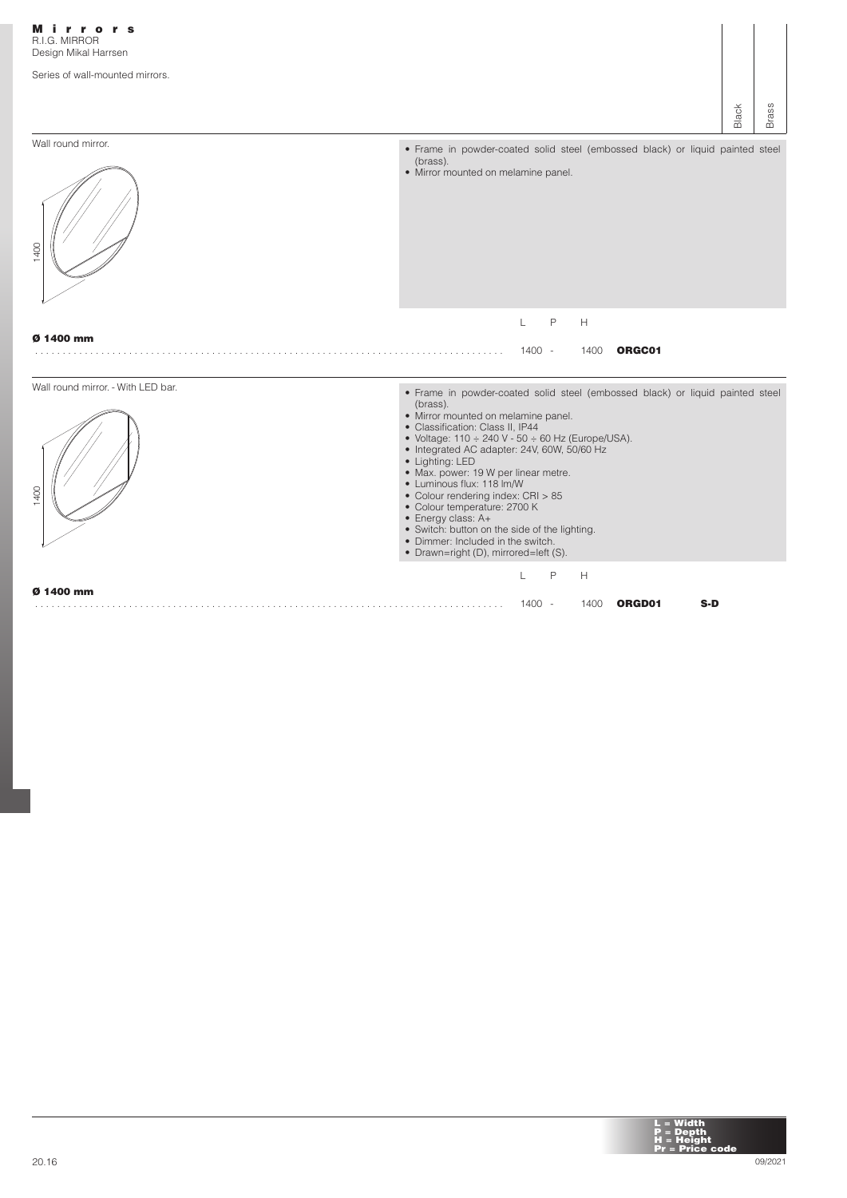# Mirrors

R.I.G. MIRROR
Design Mikal Harrsen

Series of wall-mounted mirrors.

## Wall round mirror.

- Frame in powder-coated solid steel (embossed black) or liquid painted steel (brass).
- Mirror mounted on melamine panel.

| | L | P | H | | Black | Brass |
|---|---|---|---|---|---|---|
| **Ø 1400 mm** | 1400 | - | 1400 | **ORGC01** | | |

## Wall round mirror. - With LED bar.

- Frame in powder-coated solid steel (embossed black) or liquid painted steel (brass).
- Mirror mounted on melamine panel.
- Classification: Class II, IP44
- Voltage: 110 ÷ 240 V - 50 ÷ 60 Hz (Europe/USA).
- Integrated AC adapter: 24V, 60W, 50/60 Hz
- Lighting: LED
- Max. power: 19 W per linear metre.
- Luminous flux: 118 lm/W
- Colour rendering index: CRI > 85
- Colour temperature: 2700 K
- Energy class: A+
- Switch: button on the side of the lighting.
- Dimmer: Included in the switch.
- Drawn=right (D), mirrored=left (S).

| | L | P | H | | | Black | Brass |
|---|---|---|---|---|---|---|---|
| **Ø 1400 mm** | 1400 | - | 1400 | **ORGD01** | **S-D** | | |

**L = Width**
**P = Depth**
**H = Height**
**Pr = Price code**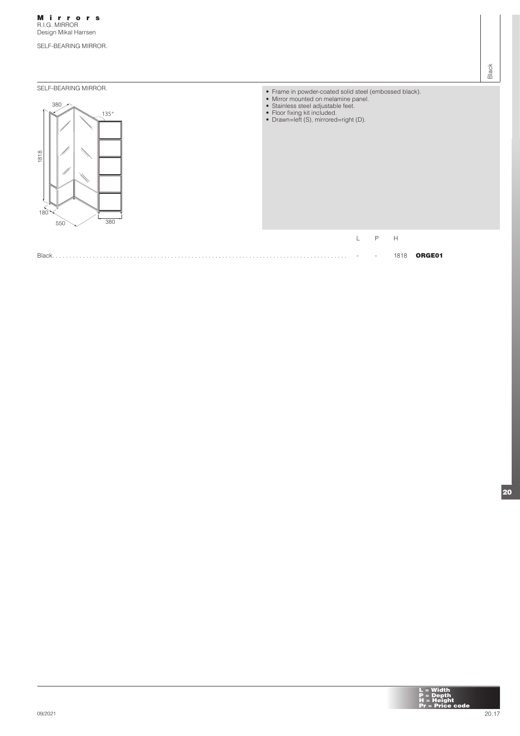# Mirrors

R.I.G. MIRROR
Design Mikal Harrsen

SELF-BEARING MIRROR.

SELF-BEARING MIRROR.

- Frame in powder-coated solid steel (embossed black).
- Mirror mounted on melamine panel.
- Stainless steel adjustable feet.
- Floor fixing kit included.
- Drawn=left (S), mirrored=right (D).

| | L | P | H | Black |
|---|---|---|---|---|
| Black | - | - | 1818 | **ORGE01** |

**L = Width**
**P = Depth**
**H = Height**
**Pr = Price code**

09/2021